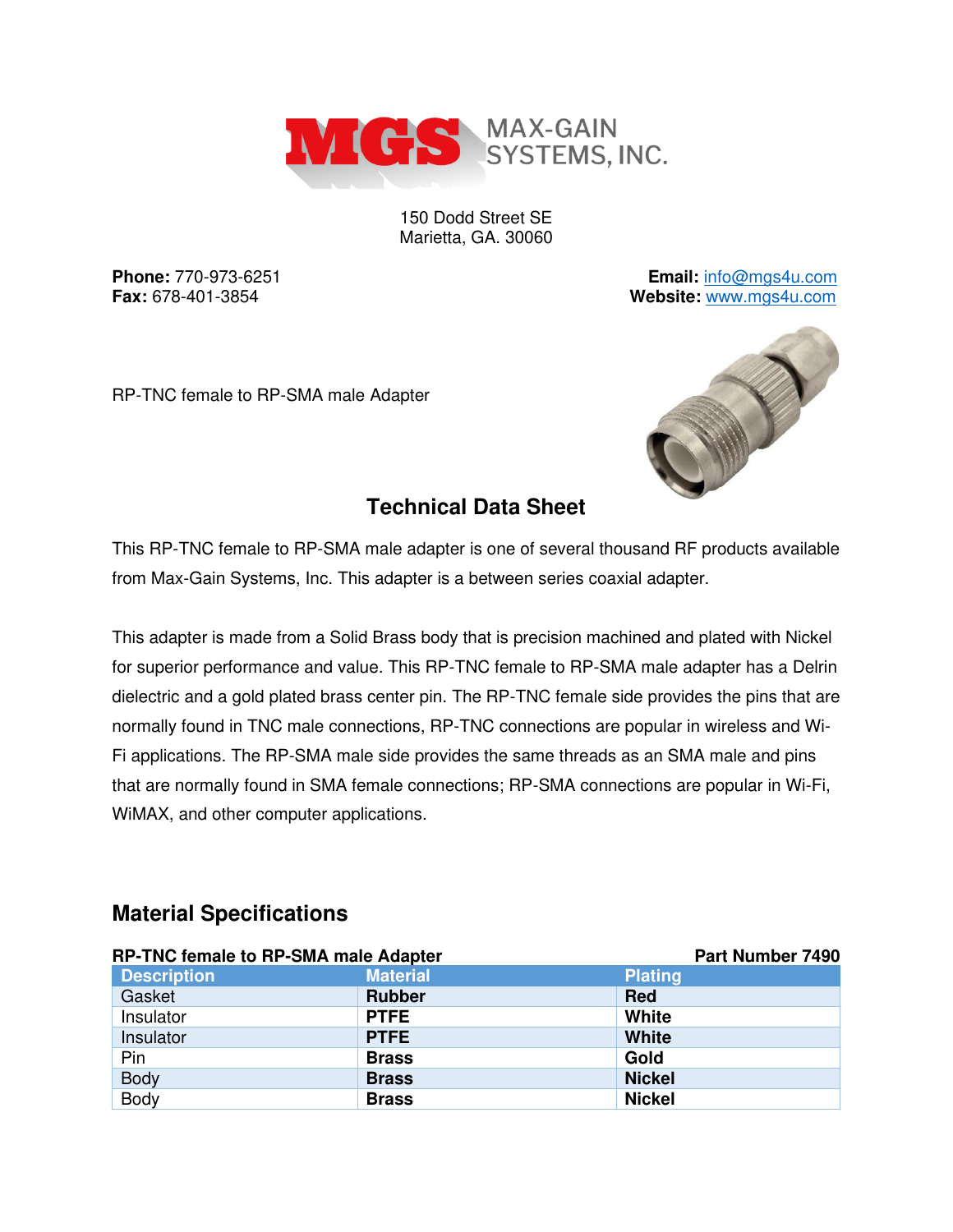MAX-GAIN SYSTEMS, INC.

150 Dodd Street SE
Marietta, GA. 30060

**Phone:** 770-973-6251
**Fax:** 678-401-3854

**Email:** info@mgs4u.com
**Website:** www.mgs4u.com

RP-TNC female to RP-SMA male Adapter

## Technical Data Sheet

This RP-TNC female to RP-SMA male adapter is one of several thousand RF products available from Max-Gain Systems, Inc. This adapter is a between series coaxial adapter.

This adapter is made from a Solid Brass body that is precision machined and plated with Nickel for superior performance and value. This RP-TNC female to RP-SMA male adapter has a Delrin dielectric and a gold plated brass center pin. The RP-TNC female side provides the pins that are normally found in TNC male connections, RP-TNC connections are popular in wireless and Wi-Fi applications. The RP-SMA male side provides the same threads as an SMA male and pins that are normally found in SMA female connections; RP-SMA connections are popular in Wi-Fi, WiMAX, and other computer applications.

## Material Specifications

**RP-TNC female to RP-SMA male Adapter** — **Part Number 7490**

| Description | Material | Plating |
|---|---|---|
| Gasket | **Rubber** | **Red** |
| Insulator | **PTFE** | **White** |
| Insulator | **PTFE** | **White** |
| Pin | **Brass** | **Gold** |
| Body | **Brass** | **Nickel** |
| Body | **Brass** | **Nickel** |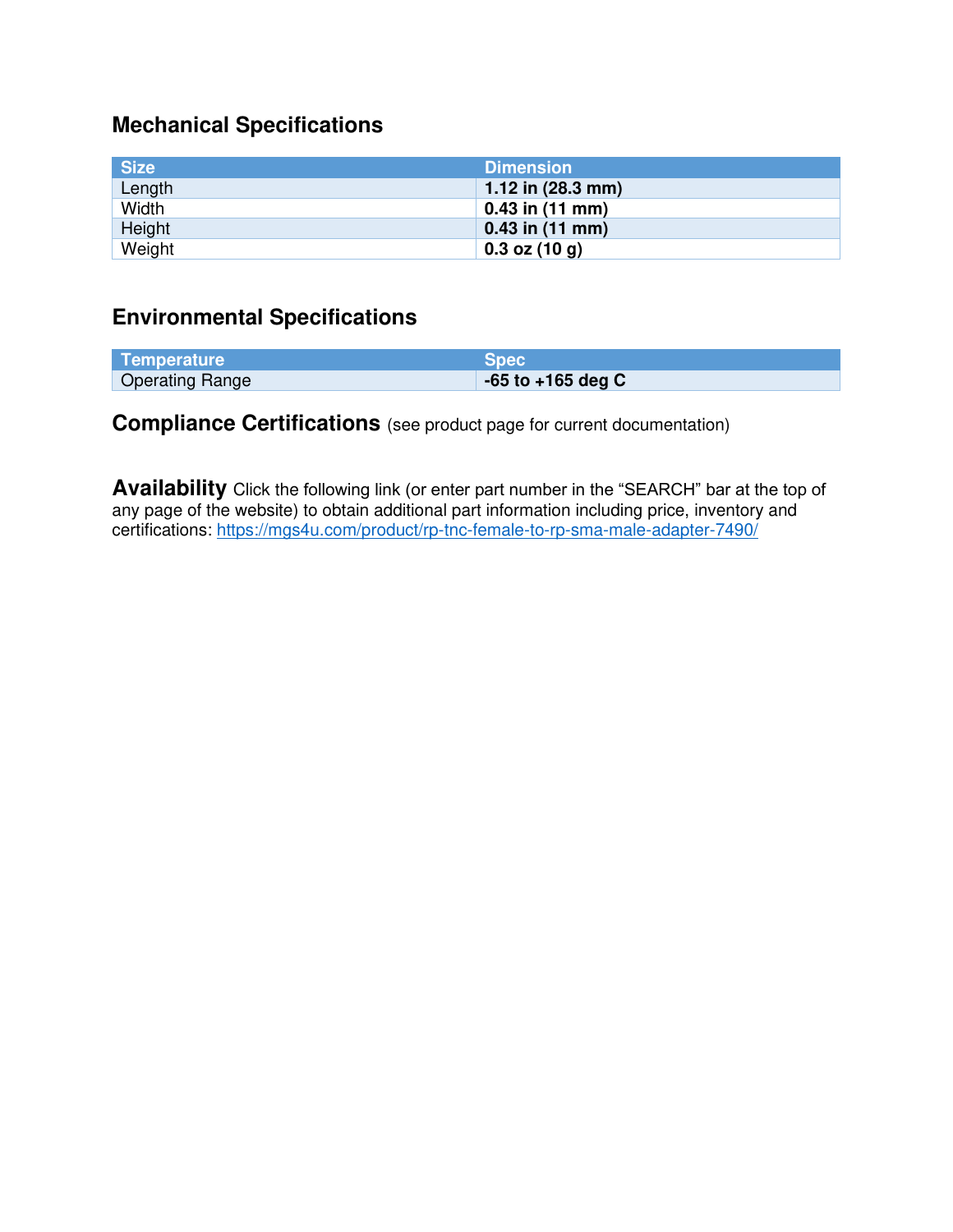## Mechanical Specifications

| Size | Dimension |
|---|---|
| Length | **1.12 in (28.3 mm)** |
| Width | **0.43 in (11 mm)** |
| Height | **0.43 in (11 mm)** |
| Weight | **0.3 oz (10 g)** |

## Environmental Specifications

| Temperature | Spec |
|---|---|
| Operating Range | **-65 to +165 deg C** |

**Compliance Certifications** (see product page for current documentation)

**Availability** Click the following link (or enter part number in the "SEARCH" bar at the top of any page of the website) to obtain additional part information including price, inventory and certifications: https://mgs4u.com/product/rp-tnc-female-to-rp-sma-male-adapter-7490/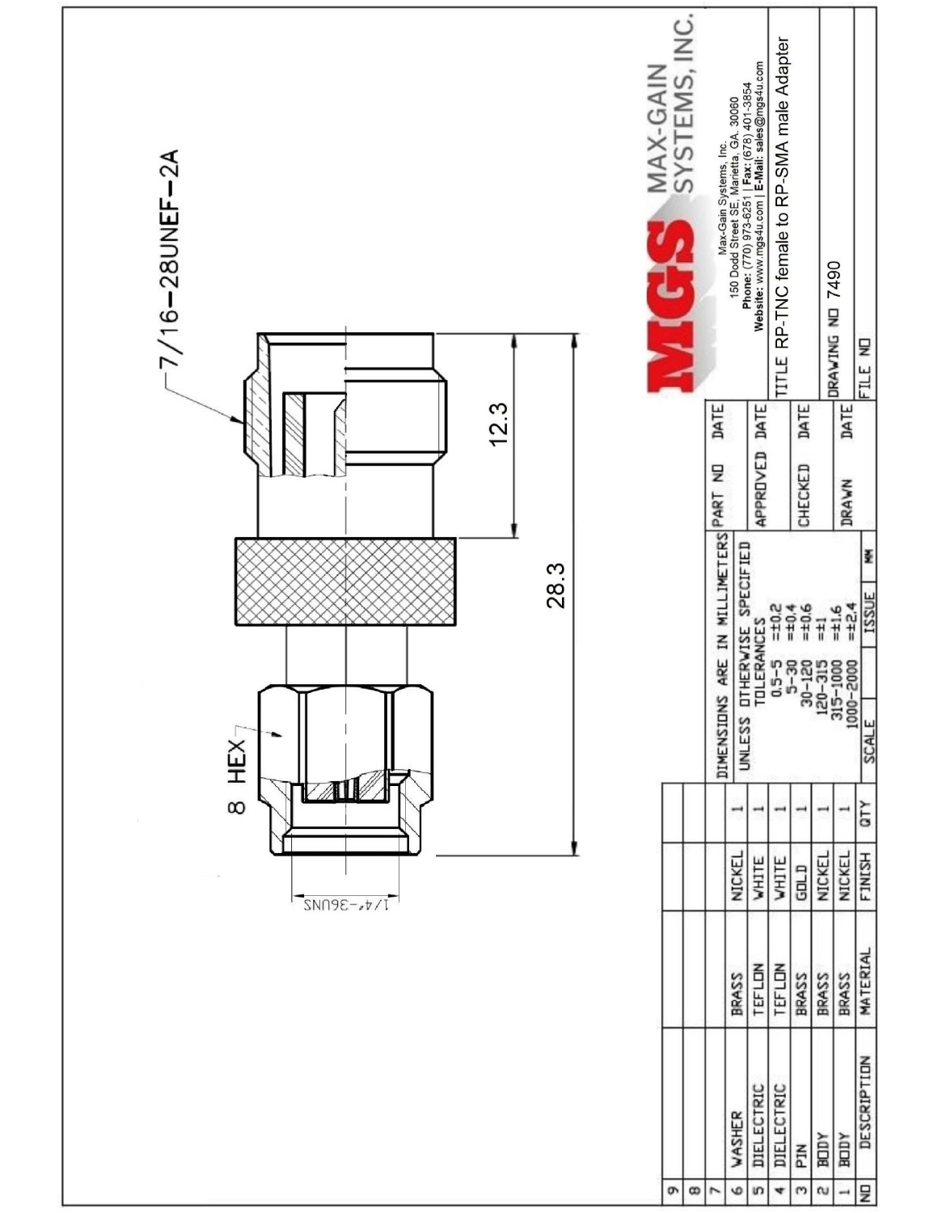7/16-28UNEF-2A

8 HEX

1/4"-36UNS

12.3

28.3

| NO | DESCRIPTION | MATERIAL | FINISH | QTY |
|---|---|---|---|---|
| 9 | | | | |
| 8 | | | | |
| 7 | | | | |
| 6 | WASHER | BRASS | NICKEL | 1 |
| 5 | DIELECTRIC | TEFLON | WHITE | 1 |
| 4 | DIELECTRIC | TEFLON | WHITE | 1 |
| 3 | PIN | BRASS | GOLD | 1 |
| 2 | BODY | BRASS | NICKEL | 1 |
| 1 | BODY | BRASS | NICKEL | 1 |

DIMENSIONS ARE IN MILLIMETERS

UNLESS OTHERWISE SPECIFIED

TOLERANCES

| | |
|---|---|
| 0.5-5 | =±0.2 |
| 5-30 | =±0.4 |
| 30-120 | =±0.6 |
| 120-315 | =±1 |
| 315-1000 | =±1.6 |
| 1000-2000 | =±2.4 |

SCALE | ISSUE | MM

PART NO | DATE

APPROVED | DATE

CHECKED | DATE

DRAWN | DATE

MGS MAX-GAIN SYSTEMS, INC.

Max-Gain Systems, Inc.
150 Dodd Street SE, Marietta, GA, 30060
**Phone:** (770) 973-6251 | **Fax:** (678) 401-3854
**Website:** www.mgs4u.com | **E-Mail:** sales@mgs4u.com

TITLE RP-TNC female to RP-SMA male Adapter

DRAWING NO 7490

FILE NO